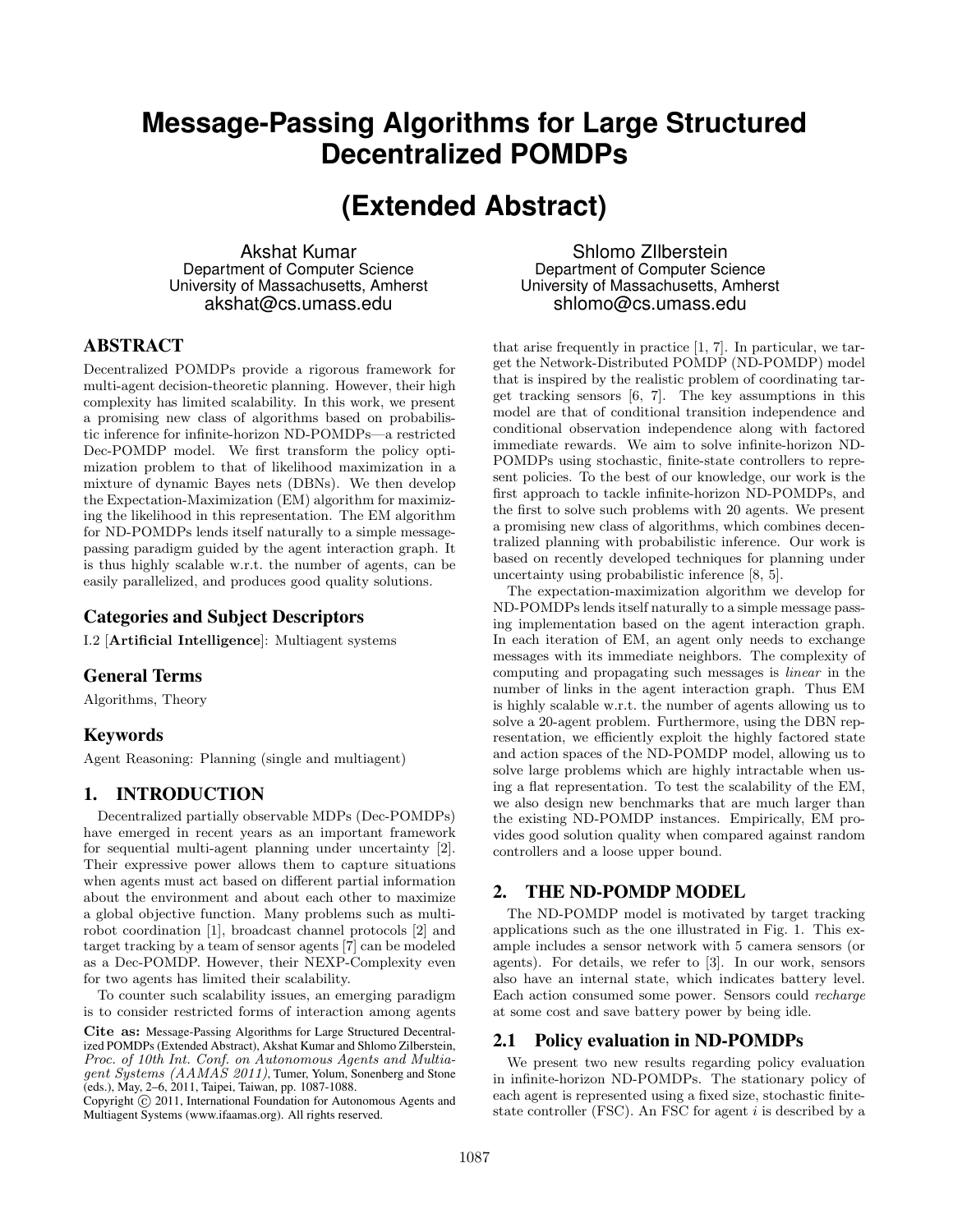# Message-Passing Algorithms for Large Structured Decentralized POMDPs

## (Extended Abstract)

Akshat Kumar
Department of Computer Science
University of Massachusetts, Amherst
akshat@cs.umass.edu

Shlomo ZIlberstein
Department of Computer Science
University of Massachusetts, Amherst
shlomo@cs.umass.edu

## ABSTRACT

Decentralized POMDPs provide a rigorous framework for multi-agent decision-theoretic planning. However, their high complexity has limited scalability. In this work, we present a promising new class of algorithms based on probabilistic inference for infinite-horizon ND-POMDPs—a restricted Dec-POMDP model. We first transform the policy optimization problem to that of likelihood maximization in a mixture of dynamic Bayes nets (DBNs). We then develop the Expectation-Maximization (EM) algorithm for maximizing the likelihood in this representation. The EM algorithm for ND-POMDPs lends itself naturally to a simple message-passing paradigm guided by the agent interaction graph. It is thus highly scalable w.r.t. the number of agents, can be easily parallelized, and produces good quality solutions.

### Categories and Subject Descriptors

I.2 [**Artificial Intelligence**]: Multiagent systems

### General Terms

Algorithms, Theory

### Keywords

Agent Reasoning: Planning (single and multiagent)

## 1. INTRODUCTION

Decentralized partially observable MDPs (Dec-POMDPs) have emerged in recent years as an important framework for sequential multi-agent planning under uncertainty [2]. Their expressive power allows them to capture situations when agents must act based on different partial information about the environment and about each other to maximize a global objective function. Many problems such as multi-robot coordination [1], broadcast channel protocols [2] and target tracking by a team of sensor agents [7] can be modeled as a Dec-POMDP. However, their NEXP-Complexity even for two agents has limited their scalability.

To counter such scalability issues, an emerging paradigm is to consider restricted forms of interaction among agents that arise frequently in practice [1, 7]. In particular, we target the Network-Distributed POMDP (ND-POMDP) model that is inspired by the realistic problem of coordinating target tracking sensors [6, 7]. The key assumptions in this model are that of conditional transition independence and conditional observation independence along with factored immediate rewards. We aim to solve infinite-horizon ND-POMDPs using stochastic, finite-state controllers to represent policies. To the best of our knowledge, our work is the first approach to tackle infinite-horizon ND-POMDPs, and the first to solve such problems with 20 agents. We present a promising new class of algorithms, which combines decentralized planning with probabilistic inference. Our work is based on recently developed techniques for planning under uncertainty using probabilistic inference [8, 5].

The expectation-maximization algorithm we develop for ND-POMDPs lends itself naturally to a simple message passing implementation based on the agent interaction graph. In each iteration of EM, an agent only needs to exchange messages with its immediate neighbors. The complexity of computing and propagating such messages is *linear* in the number of links in the agent interaction graph. Thus EM is highly scalable w.r.t. the number of agents allowing us to solve a 20-agent problem. Furthermore, using the DBN representation, we efficiently exploit the highly factored state and action spaces of the ND-POMDP model, allowing us to solve large problems which are highly intractable when using a flat representation. To test the scalability of the EM, we also design new benchmarks that are much larger than the existing ND-POMDP instances. Empirically, EM provides good solution quality when compared against random controllers and a loose upper bound.

## 2. THE ND-POMDP MODEL

The ND-POMDP model is motivated by target tracking applications such as the one illustrated in Fig. 1. This example includes a sensor network with 5 camera sensors (or agents). For details, we refer to [3]. In our work, sensors also have an internal state, which indicates battery level. Each action consumed some power. Sensors could *recharge* at some cost and save battery power by being idle.

### 2.1 Policy evaluation in ND-POMDPs

We present two new results regarding policy evaluation in infinite-horizon ND-POMDPs. The stationary policy of each agent is represented using a fixed size, stochastic finite-state controller (FSC). An FSC for agent $i$ is described by a

**Cite as:** Message-Passing Algorithms for Large Structured Decentralized POMDPs (Extended Abstract), Akshat Kumar and Shlomo Zilberstein, *Proc. of 10th Int. Conf. on Autonomous Agents and Multiagent Systems (AAMAS 2011)*, Tumer, Yolum, Sonenberg and Stone (eds.), May, 2–6, 2011, Taipei, Taiwan, pp. 1087-1088.
Copyright © 2011, International Foundation for Autonomous Agents and Multiagent Systems (www.ifaamas.org). All rights reserved.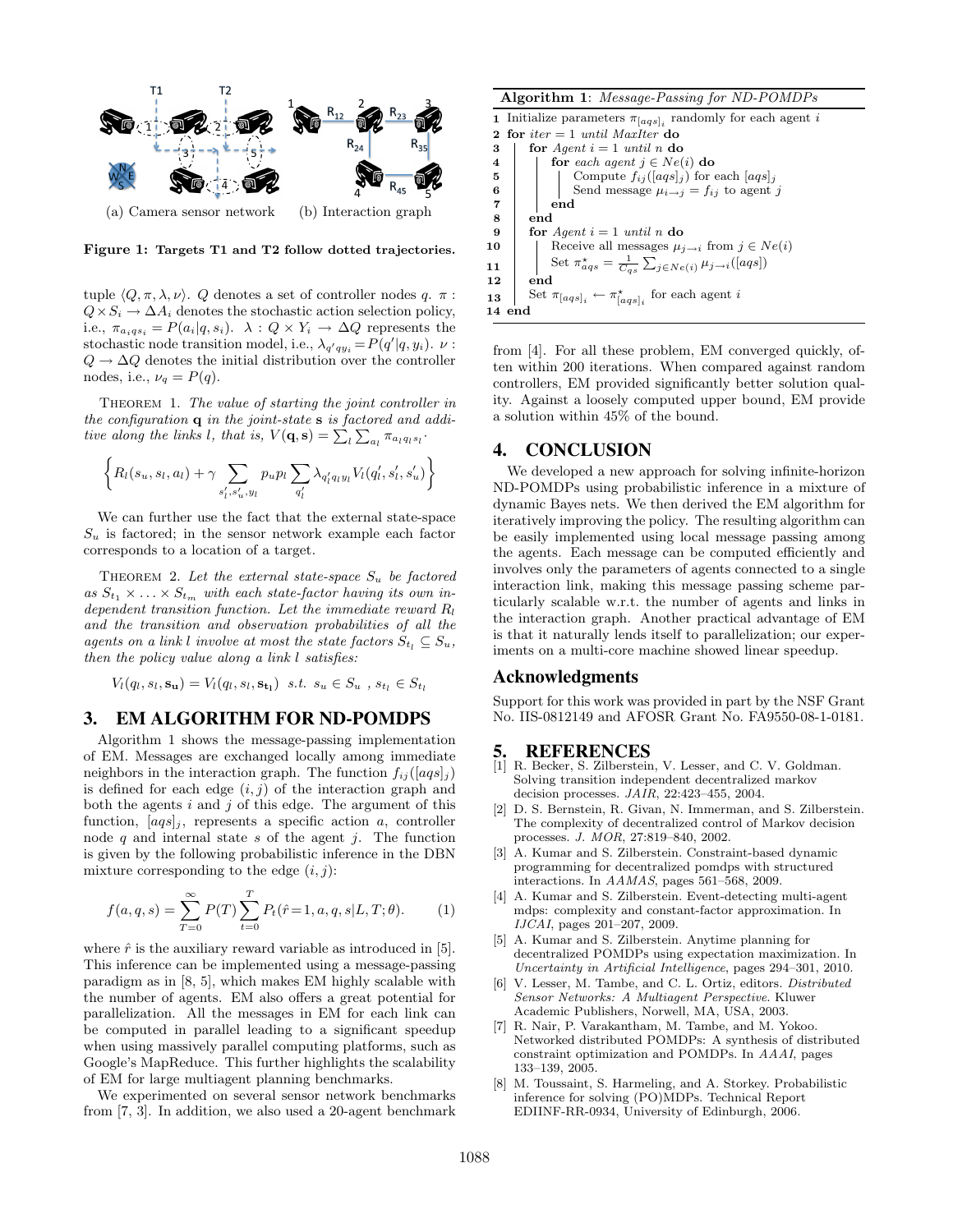(a) Camera sensor network (b) Interaction graph

**Figure 1: Targets T1 and T2 follow dotted trajectories.**

tuple $\langle Q, \pi, \lambda, \nu \rangle$. $Q$ denotes a set of controller nodes $q$. $\pi : Q \times S_i \rightarrow \Delta A_i$ denotes the stochastic action selection policy, i.e., $\pi_{a_i q s_i} = P(a_i|q, s_i)$. $\lambda : Q \times Y_i \rightarrow \Delta Q$ represents the stochastic node transition model, i.e., $\lambda_{q' q y_i} = P(q'|q, y_i)$. $\nu : Q \rightarrow \Delta Q$ denotes the initial distribution over the controller nodes, i.e., $\nu_q = P(q)$.

THEOREM 1. *The value of starting the joint controller in the configuration* $\mathbf{q}$ *in the joint-state* $\mathbf{s}$ *is factored and additive along the links* $l$, *that is,* $V(\mathbf{q}, \mathbf{s}) = \sum_l \sum_{a_l} \pi_{a_l q_l s_l}$.

$$\left\{ R_l(s_u, s_l, a_l) + \gamma \sum_{s'_l, s'_u, y_l} p_u p_l \sum_{q'_l} \lambda_{q'_l q_l y_l} V_l(q'_l, s'_l, s'_u) \right\}$$

We can further use the fact that the external state-space $S_u$ is factored; in the sensor network example each factor corresponds to a location of a target.

THEOREM 2. *Let the external state-space* $S_u$ *be factored as* $S_{t_1} \times \ldots \times S_{t_m}$ *with each state-factor having its own independent transition function. Let the immediate reward* $R_l$ *and the transition and observation probabilities of all the agents on a link* $l$ *involve at most the state factors* $S_{t_l} \subseteq S_u$, *then the policy value along a link* $l$ *satisfies:*

$$V_l(q_l, s_l, \mathbf{s_u}) = V_l(q_l, s_l, \mathbf{s_{t_l}}) \;\; s.t. \;\; s_u \in S_u \;,\; s_{t_l} \in S_{t_l}$$

## 3. EM ALGORITHM FOR ND-POMDPS

Algorithm 1 shows the message-passing implementation of EM. Messages are exchanged locally among immediate neighbors in the interaction graph. The function $f_{ij}([aqs]_j)$ is defined for each edge $(i, j)$ of the interaction graph and both the agents $i$ and $j$ of this edge. The argument of this function, $[aqs]_j$, represents a specific action $a$, controller node $q$ and internal state $s$ of the agent $j$. The function is given by the following probabilistic inference in the DBN mixture corresponding to the edge $(i, j)$:

$$f(a, q, s) = \sum_{T=0}^{\infty} P(T) \sum_{t=0}^{T} P_t(\hat{r}=1, a, q, s|L, T; \theta). \quad (1)$$

where $\hat{r}$ is the auxiliary reward variable as introduced in [5]. This inference can be implemented using a message-passing paradigm as in [8, 5], which makes EM highly scalable with the number of agents. EM also offers a great potential for parallelization. All the messages in EM for each link can be computed in parallel leading to a significant speedup when using massively parallel computing platforms, such as Google's MapReduce. This further highlights the scalability of EM for large multiagent planning benchmarks.

We experimented on several sensor network benchmarks from [7, 3]. In addition, we also used a 20-agent benchmark

**Algorithm 1**: *Message-Passing for ND-POMDPs*

```
1  Initialize parameters π_[aqs]_i randomly for each agent i
2  for iter = 1 until MaxIter do
3  |  for Agent i = 1 until n do
4  |  |  for each agent j ∈ Ne(i) do
5  |  |  |  Compute f_ij([aqs]_j) for each [aqs]_j
6  |  |  |  Send message μ_{i→j} = f_ij to agent j
7  |  |  end
8  |  end
9  |  for Agent i = 1 until n do
10 |  |  Receive all messages μ_{j→i} from j ∈ Ne(i)
11 |  |  Set π*_aqs = (1/C_qs) Σ_{j∈Ne(i)} μ_{j→i}([aqs])
12 |  end
13 |  Set π_[aqs]_i ← π*_[aqs]_i for each agent i
14 end
```

from [4]. For all these problem, EM converged quickly, often within 200 iterations. When compared against random controllers, EM provided significantly better solution quality. Against a loosely computed upper bound, EM provide a solution within 45% of the bound.

## 4. CONCLUSION

We developed a new approach for solving infinite-horizon ND-POMDPs using probabilistic inference in a mixture of dynamic Bayes nets. We then derived the EM algorithm for iteratively improving the policy. The resulting algorithm can be easily implemented using local message passing among the agents. Each message can be computed efficiently and involves only the parameters of agents connected to a single interaction link, making this message passing scheme particularly scalable w.r.t. the number of agents and links in the interaction graph. Another practical advantage of EM is that it naturally lends itself to parallelization; our experiments on a multi-core machine showed linear speedup.

## Acknowledgments

Support for this work was provided in part by the NSF Grant No. IIS-0812149 and AFOSR Grant No. FA9550-08-1-0181.

## 5. REFERENCES

[1] R. Becker, S. Zilberstein, V. Lesser, and C. V. Goldman. Solving transition independent decentralized markov decision processes. *JAIR*, 22:423–455, 2004.

[2] D. S. Bernstein, R. Givan, N. Immerman, and S. Zilberstein. The complexity of decentralized control of Markov decision processes. *J. MOR*, 27:819–840, 2002.

[3] A. Kumar and S. Zilberstein. Constraint-based dynamic programming for decentralized pomdps with structured interactions. In *AAMAS*, pages 561–568, 2009.

[4] A. Kumar and S. Zilberstein. Event-detecting multi-agent mdps: complexity and constant-factor approximation. In *IJCAI*, pages 201–207, 2009.

[5] A. Kumar and S. Zilberstein. Anytime planning for decentralized POMDPs using expectation maximization. In *Uncertainty in Artificial Intelligence*, pages 294–301, 2010.

[6] V. Lesser, M. Tambe, and C. L. Ortiz, editors. *Distributed Sensor Networks: A Multiagent Perspective*. Kluwer Academic Publishers, Norwell, MA, USA, 2003.

[7] R. Nair, P. Varakantham, M. Tambe, and M. Yokoo. Networked distributed POMDPs: A synthesis of distributed constraint optimization and POMDPs. In *AAAI*, pages 133–139, 2005.

[8] M. Toussaint, S. Harmeling, and A. Storkey. Probabilistic inference for solving (PO)MDPs. Technical Report EDIINF-RR-0934, University of Edinburgh, 2006.